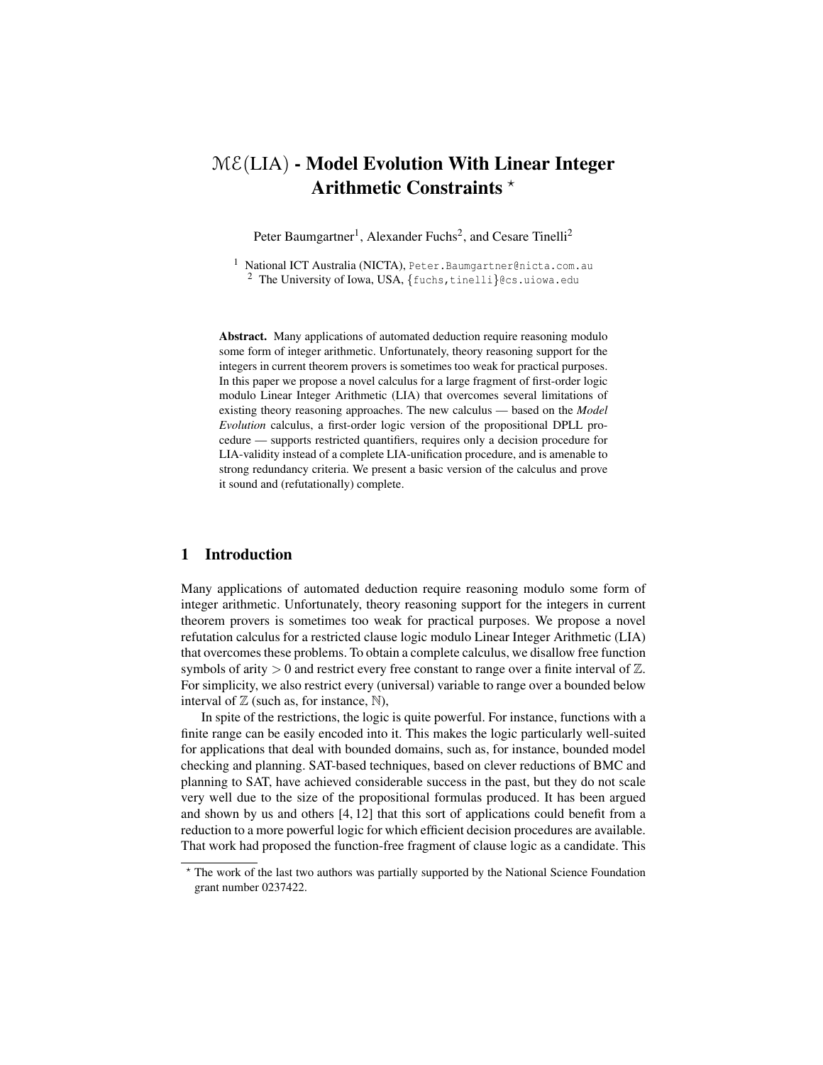# $\mathcal{ME}$(LIA) - Model Evolution With Linear Integer Arithmetic Constraints *

Peter Baumgartner[1], Alexander Fuchs[2], and Cesare Tinelli[2]

[1] National ICT Australia (NICTA), Peter.Baumgartner@nicta.com.au
[2] The University of Iowa, USA, {fuchs,tinelli}@cs.uiowa.edu

**Abstract.** Many applications of automated deduction require reasoning modulo some form of integer arithmetic. Unfortunately, theory reasoning support for the integers in current theorem provers is sometimes too weak for practical purposes. In this paper we propose a novel calculus for a large fragment of first-order logic modulo Linear Integer Arithmetic (LIA) that overcomes several limitations of existing theory reasoning approaches. The new calculus — based on the *Model Evolution* calculus, a first-order logic version of the propositional DPLL procedure — supports restricted quantifiers, requires only a decision procedure for LIA-validity instead of a complete LIA-unification procedure, and is amenable to strong redundancy criteria. We present a basic version of the calculus and prove it sound and (refutationally) complete.

## 1 Introduction

Many applications of automated deduction require reasoning modulo some form of integer arithmetic. Unfortunately, theory reasoning support for the integers in current theorem provers is sometimes too weak for practical purposes. We propose a novel refutation calculus for a restricted clause logic modulo Linear Integer Arithmetic (LIA) that overcomes these problems. To obtain a complete calculus, we disallow free function symbols of arity $> 0$ and restrict every free constant to range over a finite interval of $\mathbb{Z}$. For simplicity, we also restrict every (universal) variable to range over a bounded below interval of $\mathbb{Z}$ (such as, for instance, $\mathbb{N}$),

In spite of the restrictions, the logic is quite powerful. For instance, functions with a finite range can be easily encoded into it. This makes the logic particularly well-suited for applications that deal with bounded domains, such as, for instance, bounded model checking and planning. SAT-based techniques, based on clever reductions of BMC and planning to SAT, have achieved considerable success in the past, but they do not scale very well due to the size of the propositional formulas produced. It has been argued and shown by us and others [4, 12] that this sort of applications could benefit from a reduction to a more powerful logic for which efficient decision procedures are available. That work had proposed the function-free fragment of clause logic as a candidate. This

---

* The work of the last two authors was partially supported by the National Science Foundation grant number 0237422.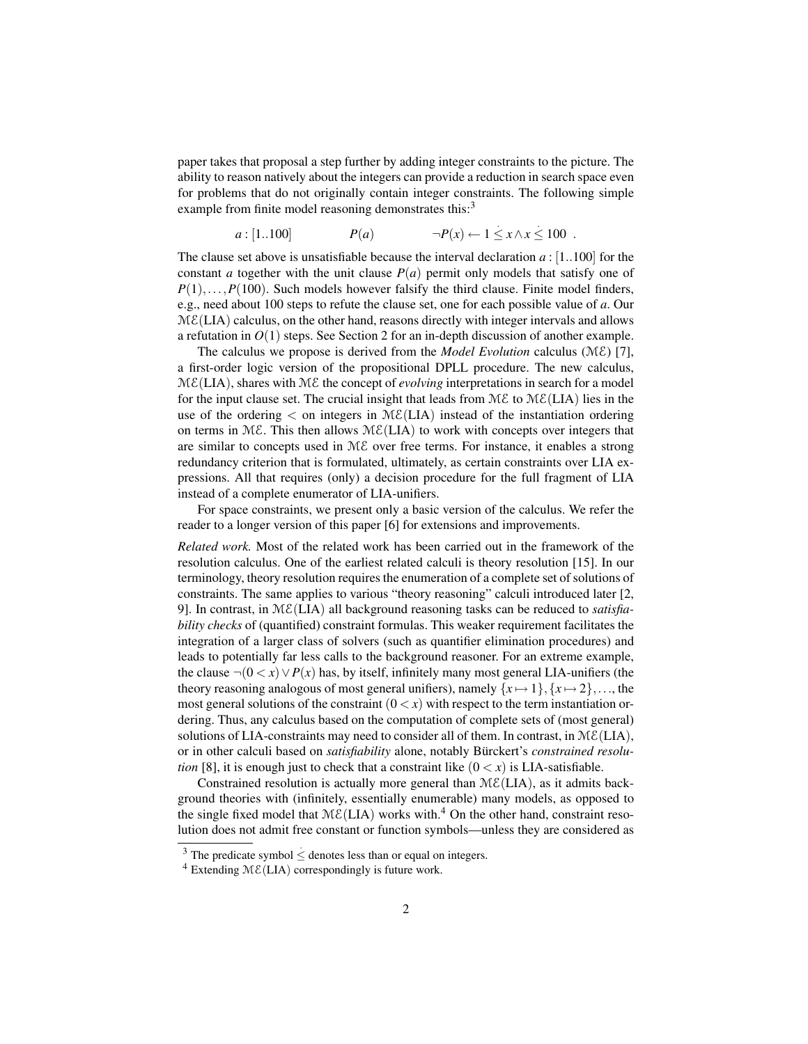paper takes that proposal a step further by adding integer constraints to the picture. The ability to reason natively about the integers can provide a reduction in search space even for problems that do not originally contain integer constraints. The following simple example from finite model reasoning demonstrates this:[3]

$$a : [1..100] \qquad\qquad P(a) \qquad\qquad \neg P(x) \leftarrow 1 \mathrel{\dot{\leq}} x \wedge x \mathrel{\dot{\leq}} 100 \ .$$

The clause set above is unsatisfiable because the interval declaration $a : [1..100]$ for the constant $a$ together with the unit clause $P(a)$ permit only models that satisfy one of $P(1), \ldots, P(100)$. Such models however falsify the third clause. Finite model finders, e.g., need about 100 steps to refute the clause set, one for each possible value of $a$. Our $\mathcal{ME}$(LIA) calculus, on the other hand, reasons directly with integer intervals and allows a refutation in $O(1)$ steps. See Section 2 for an in-depth discussion of another example.

The calculus we propose is derived from the *Model Evolution* calculus ($\mathcal{ME}$) [7], a first-order logic version of the propositional DPLL procedure. The new calculus, $\mathcal{ME}$(LIA), shares with $\mathcal{ME}$ the concept of *evolving* interpretations in search for a model for the input clause set. The crucial insight that leads from $\mathcal{ME}$ to $\mathcal{ME}$(LIA) lies in the use of the ordering $<$ on integers in $\mathcal{ME}$(LIA) instead of the instantiation ordering on terms in $\mathcal{ME}$. This then allows $\mathcal{ME}$(LIA) to work with concepts over integers that are similar to concepts used in $\mathcal{ME}$ over free terms. For instance, it enables a strong redundancy criterion that is formulated, ultimately, as certain constraints over LIA expressions. All that requires (only) a decision procedure for the full fragment of LIA instead of a complete enumerator of LIA-unifiers.

For space constraints, we present only a basic version of the calculus. We refer the reader to a longer version of this paper [6] for extensions and improvements.

*Related work.* Most of the related work has been carried out in the framework of the resolution calculus. One of the earliest related calculi is theory resolution [15]. In our terminology, theory resolution requires the enumeration of a complete set of solutions of constraints. The same applies to various "theory reasoning" calculi introduced later [2, 9]. In contrast, in $\mathcal{ME}$(LIA) all background reasoning tasks can be reduced to *satisfiability checks* of (quantified) constraint formulas. This weaker requirement facilitates the integration of a larger class of solvers (such as quantifier elimination procedures) and leads to potentially far less calls to the background reasoner. For an extreme example, the clause $\neg(0 < x) \vee P(x)$ has, by itself, infinitely many most general LIA-unifiers (the theory reasoning analogous of most general unifiers), namely $\{x \mapsto 1\}, \{x \mapsto 2\}, \ldots$, the most general solutions of the constraint $(0 < x)$ with respect to the term instantiation ordering. Thus, any calculus based on the computation of complete sets of (most general) solutions of LIA-constraints may need to consider all of them. In contrast, in $\mathcal{ME}$(LIA), or in other calculi based on *satisfiability* alone, notably Bürckert's *constrained resolution* [8], it is enough just to check that a constraint like $(0 < x)$ is LIA-satisfiable.

Constrained resolution is actually more general than $\mathcal{ME}$(LIA), as it admits background theories with (infinitely, essentially enumerable) many models, as opposed to the single fixed model that $\mathcal{ME}$(LIA) works with.[4] On the other hand, constraint resolution does not admit free constant or function symbols—unless they are considered as

---

[3] The predicate symbol $\dot{\leq}$ denotes less than or equal on integers.

[4] Extending $\mathcal{ME}$(LIA) correspondingly is future work.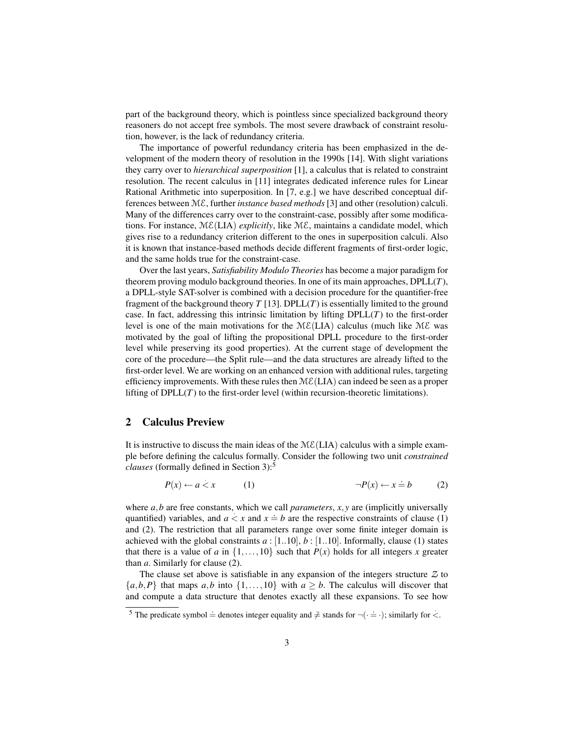part of the background theory, which is pointless since specialized background theory reasoners do not accept free symbols. The most severe drawback of constraint resolution, however, is the lack of redundancy criteria.

The importance of powerful redundancy criteria has been emphasized in the development of the modern theory of resolution in the 1990s [14]. With slight variations they carry over to *hierarchical superposition* [1], a calculus that is related to constraint resolution. The recent calculus in [11] integrates dedicated inference rules for Linear Rational Arithmetic into superposition. In [7, e.g.] we have described conceptual differences between $\mathcal{ME}$, further *instance based methods* [3] and other (resolution) calculi. Many of the differences carry over to the constraint-case, possibly after some modifications. For instance, $\mathcal{ME}$(LIA) *explicitly*, like $\mathcal{ME}$, maintains a candidate model, which gives rise to a redundancy criterion different to the ones in superposition calculi. Also it is known that instance-based methods decide different fragments of first-order logic, and the same holds true for the constraint-case.

Over the last years, *Satisfiability Modulo Theories* has become a major paradigm for theorem proving modulo background theories. In one of its main approaches, DPLL($T$), a DPLL-style SAT-solver is combined with a decision procedure for the quantifier-free fragment of the background theory $T$ [13]. DPLL($T$) is essentially limited to the ground case. In fact, addressing this intrinsic limitation by lifting DPLL($T$) to the first-order level is one of the main motivations for the $\mathcal{ME}$(LIA) calculus (much like $\mathcal{ME}$ was motivated by the goal of lifting the propositional DPLL procedure to the first-order level while preserving its good properties). At the current stage of development the core of the procedure—the Split rule—and the data structures are already lifted to the first-order level. We are working on an enhanced version with additional rules, targeting efficiency improvements. With these rules then $\mathcal{ME}$(LIA) can indeed be seen as a proper lifting of DPLL($T$) to the first-order level (within recursion-theoretic limitations).

## 2 Calculus Preview

It is instructive to discuss the main ideas of the $\mathcal{ME}$(LIA) calculus with a simple example before defining the calculus formally. Consider the following two unit *constrained clauses* (formally defined in Section 3):[5]

$$P(x) \leftarrow a \mathrel{\dot{<}} x \qquad (1) \qquad\qquad \neg P(x) \leftarrow x \doteq b \qquad (2)$$

where $a, b$ are free constants, which we call *parameters*, $x, y$ are (implicitly universally quantified) variables, and $a \mathrel{\dot{<}} x$ and $x \doteq b$ are the respective constraints of clause (1) and (2). The restriction that all parameters range over some finite integer domain is achieved with the global constraints $a : [1..10]$, $b : [1..10]$. Informally, clause (1) states that there is a value of $a$ in $\{1, \ldots, 10\}$ such that $P(x)$ holds for all integers $x$ greater than $a$. Similarly for clause (2).

The clause set above is satisfiable in any expansion of the integers structure $\mathcal{Z}$ to $\{a, b, P\}$ that maps $a, b$ into $\{1, \ldots, 10\}$ with $a \geq b$. The calculus will discover that and compute a data structure that denotes exactly all these expansions. To see how

[5] The predicate symbol $\doteq$ denotes integer equality and $\not\doteq$ stands for $\neg(\cdot \doteq \cdot)$; similarly for $\dot{<}$.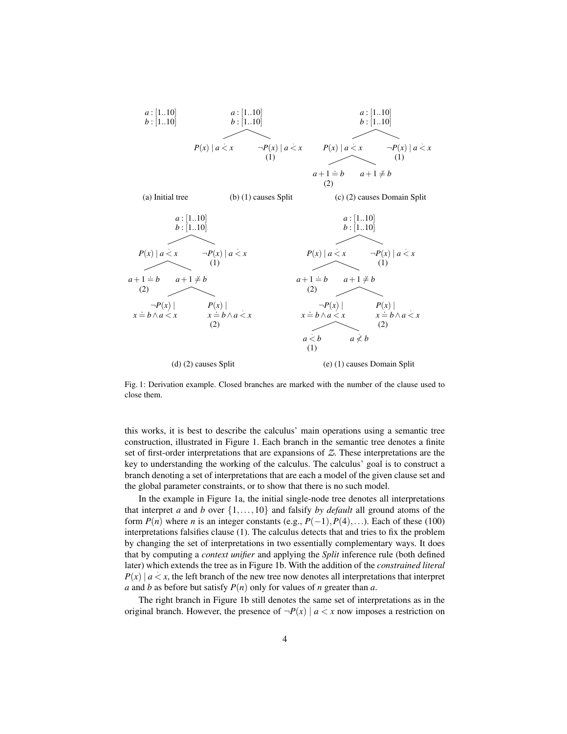Fig. 1: Derivation example. Closed branches are marked with the number of the clause used to close them.

(a) Initial tree — (b) (1) causes Split — (c) (2) causes Domain Split — (d) (2) causes Split — (e) (1) causes Domain Split

this works, it is best to describe the calculus' main operations using a semantic tree construction, illustrated in Figure 1. Each branch in the semantic tree denotes a finite set of first-order interpretations that are expansions of $\mathcal{Z}$. These interpretations are the key to understanding the working of the calculus. The calculus' goal is to construct a branch denoting a set of interpretations that are each a model of the given clause set and the global parameter constraints, or to show that there is no such model.

In the example in Figure 1a, the initial single-node tree denotes all interpretations that interpret $a$ and $b$ over $\{1,\ldots,10\}$ and falsify *by default* all ground atoms of the form $P(n)$ where $n$ is an integer constants (e.g., $P(-1), P(4), \ldots$). Each of these (100) interpretations falsifies clause (1). The calculus detects that and tries to fix the problem by changing the set of interpretations in two essentially complementary ways. It does that by computing a *context unifier* and applying the *Split* inference rule (both defined later) which extends the tree as in Figure 1b. With the addition of the *constrained literal* $P(x) \mid a \dot{<} x$, the left branch of the new tree now denotes all interpretations that interpret $a$ and $b$ as before but satisfy $P(n)$ only for values of $n$ greater than $a$.

The right branch in Figure 1b still denotes the same set of interpretations as in the original branch. However, the presence of $\neg P(x) \mid a \dot{<} x$ now imposes a restriction on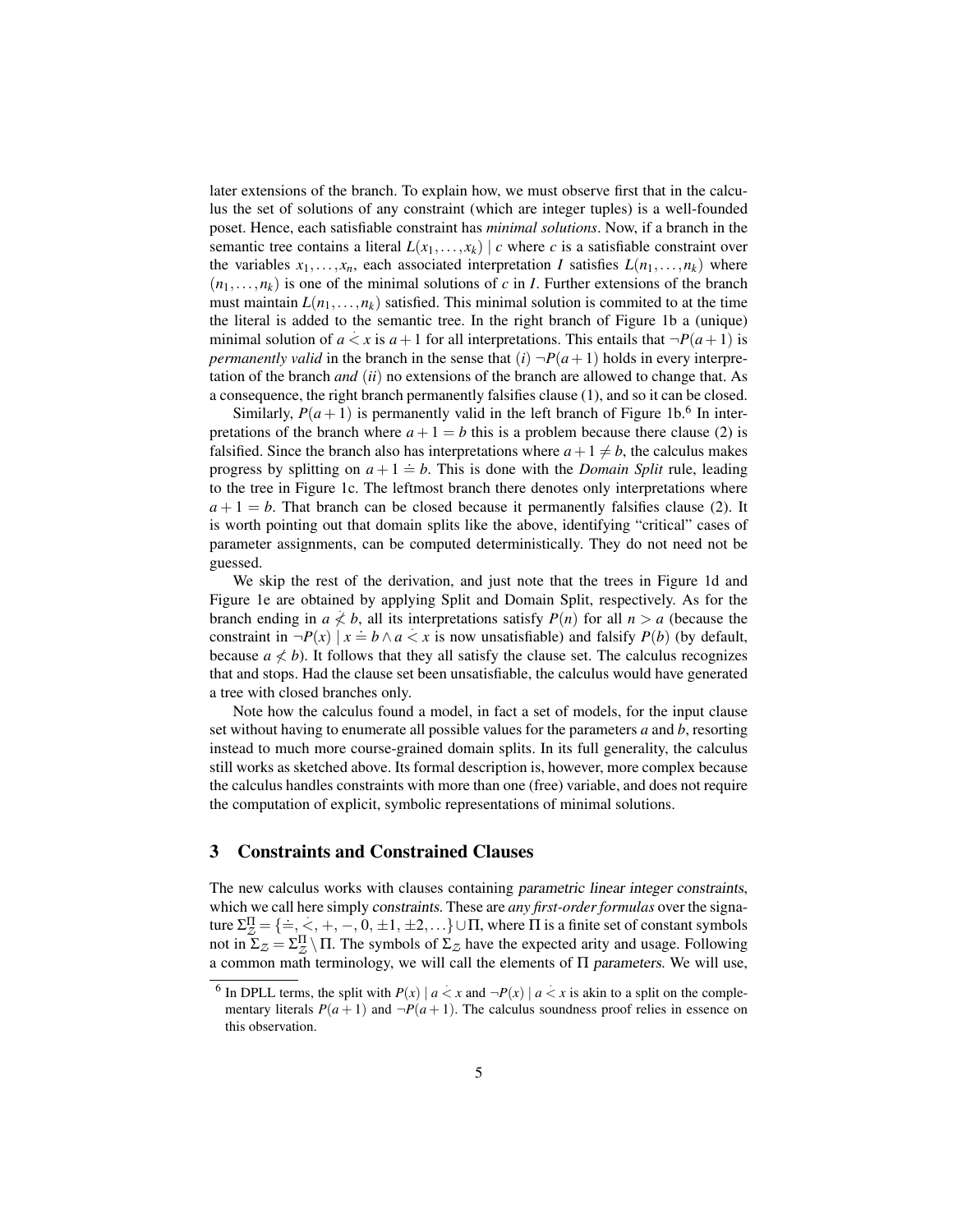later extensions of the branch. To explain how, we must observe first that in the calculus the set of solutions of any constraint (which are integer tuples) is a well-founded poset. Hence, each satisfiable constraint has *minimal solutions*. Now, if a branch in the semantic tree contains a literal $L(x_1,\ldots,x_k) \mid c$ where $c$ is a satisfiable constraint over the variables $x_1,\ldots,x_n$, each associated interpretation $I$ satisfies $L(n_1,\ldots,n_k)$ where $(n_1,\ldots,n_k)$ is one of the minimal solutions of $c$ in $I$. Further extensions of the branch must maintain $L(n_1,\ldots,n_k)$ satisfied. This minimal solution is commited to at the time the literal is added to the semantic tree. In the right branch of Figure 1b a (unique) minimal solution of $a \dot{<} x$ is $a+1$ for all interpretations. This entails that $\neg P(a+1)$ is *permanently valid* in the branch in the sense that $(i)$ $\neg P(a+1)$ holds in every interpretation of the branch *and* $(ii)$ no extensions of the branch are allowed to change that. As a consequence, the right branch permanently falsifies clause (1), and so it can be closed.

Similarly, $P(a+1)$ is permanently valid in the left branch of Figure 1b.[6] In interpretations of the branch where $a+1=b$ this is a problem because there clause (2) is falsified. Since the branch also has interpretations where $a+1 \neq b$, the calculus makes progress by splitting on $a+1 \doteq b$. This is done with the *Domain Split* rule, leading to the tree in Figure 1c. The leftmost branch there denotes only interpretations where $a+1=b$. That branch can be closed because it permanently falsifies clause (2). It is worth pointing out that domain splits like the above, identifying "critical" cases of parameter assignments, can be computed deterministically. They do not need not be guessed.

We skip the rest of the derivation, and just note that the trees in Figure 1d and Figure 1e are obtained by applying Split and Domain Split, respectively. As for the branch ending in $a \dot{\not<} b$, all its interpretations satisfy $P(n)$ for all $n > a$ (because the constraint in $\neg P(x) \mid x \doteq b \wedge a \dot{<} x$ is now unsatisfiable) and falsify $P(b)$ (by default, because $a \not< b$). It follows that they all satisfy the clause set. The calculus recognizes that and stops. Had the clause set been unsatisfiable, the calculus would have generated a tree with closed branches only.

Note how the calculus found a model, in fact a set of models, for the input clause set without having to enumerate all possible values for the parameters $a$ and $b$, resorting instead to much more course-grained domain splits. In its full generality, the calculus still works as sketched above. Its formal description is, however, more complex because the calculus handles constraints with more than one (free) variable, and does not require the computation of explicit, symbolic representations of minimal solutions.

## 3 Constraints and Constrained Clauses

The new calculus works with clauses containing parametric linear integer constraints, which we call here simply constraints. These are *any first-order formulas* over the signature $\Sigma_{\mathcal{Z}}^{\Pi} = \{\doteq, \dot{<}, +, -, 0, \pm 1, \pm 2, \ldots\} \cup \Pi$, where $\Pi$ is a finite set of constant symbols not in $\Sigma_{\mathcal{Z}} = \Sigma_{\mathcal{Z}}^{\Pi} \setminus \Pi$. The symbols of $\Sigma_{\mathcal{Z}}$ have the expected arity and usage. Following a common math terminology, we will call the elements of $\Pi$ parameters. We will use,

[6] In DPLL terms, the split with $P(x) \mid a \dot{<} x$ and $\neg P(x) \mid a \dot{<} x$ is akin to a split on the complementary literals $P(a+1)$ and $\neg P(a+1)$. The calculus soundness proof relies in essence on this observation.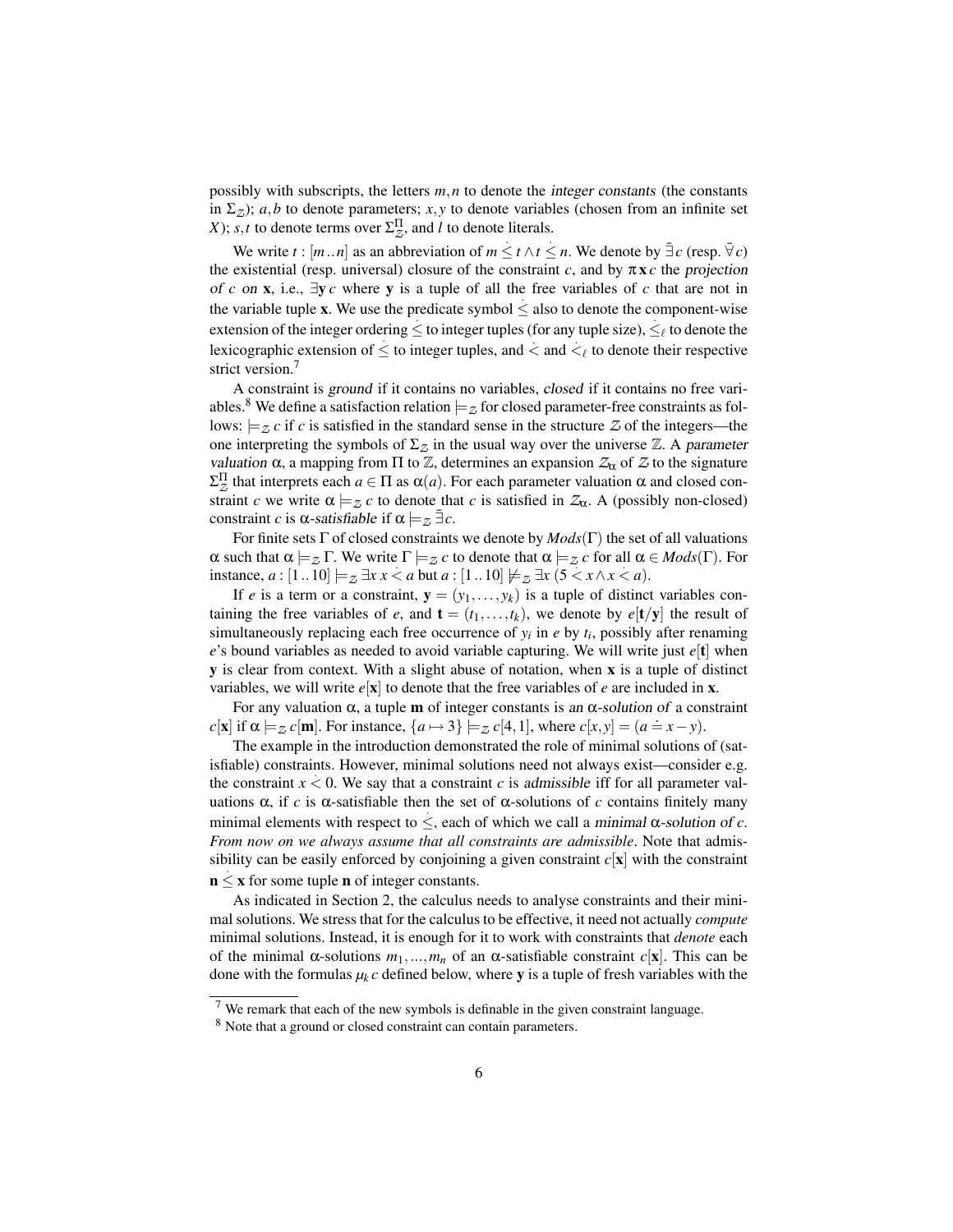possibly with subscripts, the letters $m,n$ to denote the *integer constants* (the constants in $\Sigma_{\mathcal{Z}}$); $a,b$ to denote parameters; $x,y$ to denote variables (chosen from an infinite set $X$); $s,t$ to denote terms over $\Sigma_{\mathcal{Z}}^{\Pi}$, and $l$ to denote literals.

We write $t : [m\,..\,n]$ as an abbreviation of $m \dot{\leq} t \wedge t \dot{\leq} n$. We denote by $\bar{\exists} c$ (resp. $\bar{\forall} c$) the existential (resp. universal) closure of the constraint $c$, and by $\pi\,\mathbf{x}\,c$ the *projection of $c$ on* $\mathbf{x}$, i.e., $\exists \mathbf{y}\, c$ where $\mathbf{y}$ is a tuple of all the free variables of $c$ that are not in the variable tuple $\mathbf{x}$. We use the predicate symbol $\dot{\leq}$ also to denote the component-wise extension of the integer ordering $\dot{\leq}$ to integer tuples (for any tuple size), $\dot{\leq}_\ell$ to denote the lexicographic extension of $\dot{\leq}$ to integer tuples, and $\dot{<}$ and $\dot{<}_\ell$ to denote their respective strict version.[7]

A constraint is *ground* if it contains no variables, *closed* if it contains no free variables.[8] We define a satisfaction relation $\models_{\mathcal{Z}}$ for closed parameter-free constraints as follows: $\models_{\mathcal{Z}} c$ if $c$ is satisfied in the standard sense in the structure $\mathcal{Z}$ of the integers—the one interpreting the symbols of $\Sigma_{\mathcal{Z}}$ in the usual way over the universe $\mathbb{Z}$. A *parameter valuation* $\alpha$, a mapping from $\Pi$ to $\mathbb{Z}$, determines an expansion $\mathcal{Z}_\alpha$ of $\mathcal{Z}$ to the signature $\Sigma_{\mathcal{Z}}^{\Pi}$ that interprets each $a \in \Pi$ as $\alpha(a)$. For each parameter valuation $\alpha$ and closed constraint $c$ we write $\alpha \models_{\mathcal{Z}} c$ to denote that $c$ is satisfied in $\mathcal{Z}_\alpha$. A (possibly non-closed) constraint $c$ is *$\alpha$-satisfiable* if $\alpha \models_{\mathcal{Z}} \bar{\exists} c$.

For finite sets $\Gamma$ of closed constraints we denote by $Mods(\Gamma)$ the set of all valuations $\alpha$ such that $\alpha \models_{\mathcal{Z}} \Gamma$. We write $\Gamma \models_{\mathcal{Z}} c$ to denote that $\alpha \models_{\mathcal{Z}} c$ for all $\alpha \in Mods(\Gamma)$. For instance, $a : [1\,..\,10] \models_{\mathcal{Z}} \exists x\, x \dot{<} a$ but $a : [1\,..\,10] \not\models_{\mathcal{Z}} \exists x\, (5 \dot{<} x \wedge x \dot{<} a)$.

If $e$ is a term or a constraint, $\mathbf{y} = (y_1, \ldots, y_k)$ is a tuple of distinct variables containing the free variables of $e$, and $\mathbf{t} = (t_1, \ldots, t_k)$, we denote by $e[\mathbf{t}/\mathbf{y}]$ the result of simultaneously replacing each free occurrence of $y_i$ in $e$ by $t_i$, possibly after renaming $e$'s bound variables as needed to avoid variable capturing. We will write just $e[\mathbf{t}]$ when $\mathbf{y}$ is clear from context. With a slight abuse of notation, when $\mathbf{x}$ is a tuple of distinct variables, we will write $e[\mathbf{x}]$ to denote that the free variables of $e$ are included in $\mathbf{x}$.

For any valuation $\alpha$, a tuple $\mathbf{m}$ of integer constants is *an $\alpha$-solution of* a constraint $c[\mathbf{x}]$ if $\alpha \models_{\mathcal{Z}} c[\mathbf{m}]$. For instance, $\{a \mapsto 3\} \models_{\mathcal{Z}} c[4,1]$, where $c[x,y] = (a \doteq x - y)$.

The example in the introduction demonstrated the role of minimal solutions of (satisfiable) constraints. However, minimal solutions need not always exist—consider e.g. the constraint $x \dot{<} 0$. We say that a constraint $c$ is *admissible* iff for all parameter valuations $\alpha$, if $c$ is $\alpha$-satisfiable then the set of $\alpha$-solutions of $c$ contains finitely many minimal elements with respect to $\dot{\leq}$, each of which we call a *minimal $\alpha$-solution of $c$*. *From now on we always assume that all constraints are admissible*. Note that admissibility can be easily enforced by conjoining a given constraint $c[\mathbf{x}]$ with the constraint $\mathbf{n} \dot{\leq} \mathbf{x}$ for some tuple $\mathbf{n}$ of integer constants.

As indicated in Section 2, the calculus needs to analyse constraints and their minimal solutions. We stress that for the calculus to be effective, it need not actually *compute* minimal solutions. Instead, it is enough for it to work with constraints that *denote* each of the minimal $\alpha$-solutions $m_1, ..., m_n$ of an $\alpha$-satisfiable constraint $c[\mathbf{x}]$. This can be done with the formulas $\mu_k\, c$ defined below, where $\mathbf{y}$ is a tuple of fresh variables with the

[7] We remark that each of the new symbols is definable in the given constraint language.

[8] Note that a ground or closed constraint can contain parameters.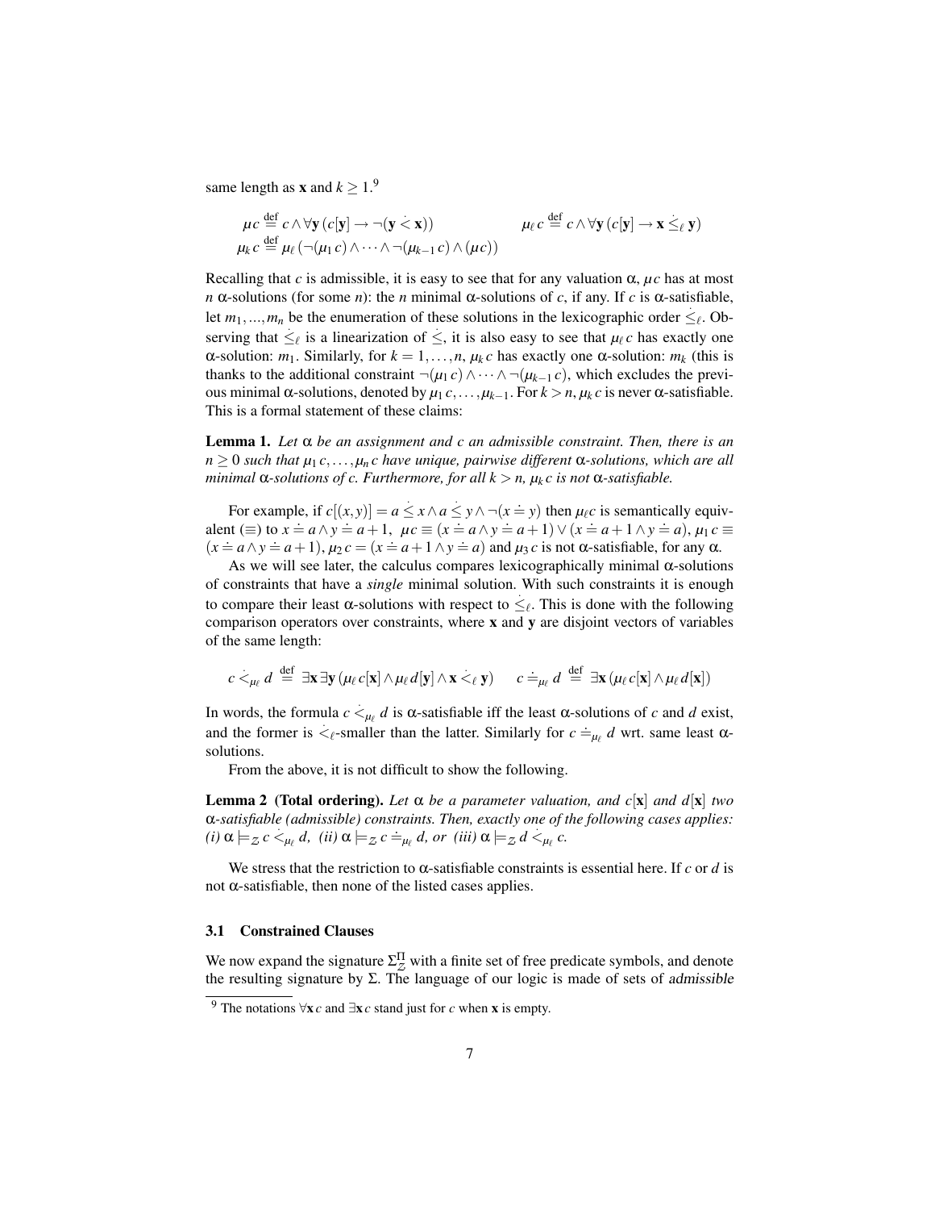same length as $\mathbf{x}$ and $k \geq 1$.[9]

$$\mu c \stackrel{\text{def}}{=} c \wedge \forall \mathbf{y}\,(c[\mathbf{y}] \to \neg(\mathbf{y} \mathrel{\dot{<}} \mathbf{x})) \qquad\qquad \mu_\ell\, c \stackrel{\text{def}}{=} c \wedge \forall \mathbf{y}\,(c[\mathbf{y}] \to \mathbf{x} \mathrel{\dot{\leq}_\ell} \mathbf{y})$$

$$\mu_k\, c \stackrel{\text{def}}{=} \mu_\ell\,(\neg(\mu_1\, c) \wedge \cdots \wedge \neg(\mu_{k-1}\, c) \wedge (\mu c))$$

Recalling that $c$ is admissible, it is easy to see that for any valuation $\alpha$, $\mu c$ has at most $n$ $\alpha$-solutions (for some $n$): the $n$ minimal $\alpha$-solutions of $c$, if any. If $c$ is $\alpha$-satisfiable, let $m_1, ..., m_n$ be the enumeration of these solutions in the lexicographic order $\dot{\leq}_\ell$. Observing that $\dot{\leq}_\ell$ is a linearization of $\dot{\leq}$, it is also easy to see that $\mu_\ell\, c$ has exactly one $\alpha$-solution: $m_1$. Similarly, for $k = 1, \ldots, n$, $\mu_k\, c$ has exactly one $\alpha$-solution: $m_k$ (this is thanks to the additional constraint $\neg(\mu_1\, c) \wedge \cdots \wedge \neg(\mu_{k-1}\, c)$, which excludes the previous minimal $\alpha$-solutions, denoted by $\mu_1\, c, \ldots, \mu_{k-1}$. For $k > n$, $\mu_k\, c$ is never $\alpha$-satisfiable. This is a formal statement of these claims:

**Lemma 1.** *Let $\alpha$ be an assignment and $c$ an admissible constraint. Then, there is an $n \geq 0$ such that $\mu_1\, c, \ldots, \mu_n\, c$ have unique, pairwise different $\alpha$-solutions, which are all minimal $\alpha$-solutions of $c$. Furthermore, for all $k > n$, $\mu_k\, c$ is not $\alpha$-satisfiable.*

For example, if $c[(x,y)] = a \mathrel{\dot{\leq}} x \wedge a \mathrel{\dot{\leq}} y \wedge \neg(x \doteq y)$ then $\mu_\ell c$ is semantically equivalent ($\equiv$) to $x \doteq a \wedge y \doteq a+1$, $\mu c \equiv (x \doteq a \wedge y \doteq a+1) \vee (x \doteq a+1 \wedge y \doteq a)$, $\mu_1\, c \equiv (x \doteq a \wedge y \doteq a+1)$, $\mu_2\, c = (x \doteq a+1 \wedge y \doteq a)$ and $\mu_3\, c$ is not $\alpha$-satisfiable, for any $\alpha$.

As we will see later, the calculus compares lexicographically minimal $\alpha$-solutions of constraints that have a *single* minimal solution. With such constraints it is enough to compare their least $\alpha$-solutions with respect to $\dot{\leq}_\ell$. This is done with the following comparison operators over constraints, where $\mathbf{x}$ and $\mathbf{y}$ are disjoint vectors of variables of the same length:

$$c \mathrel{\dot{<}_{\mu_\ell}} d \stackrel{\text{def}}{=} \exists \mathbf{x} \exists \mathbf{y}\,(\mu_\ell\, c[\mathbf{x}] \wedge \mu_\ell\, d[\mathbf{y}] \wedge \mathbf{x} \mathrel{\dot{<}_\ell} \mathbf{y}) \qquad c \mathrel{\dot{=}_{\mu_\ell}} d \stackrel{\text{def}}{=} \exists \mathbf{x}\,(\mu_\ell\, c[\mathbf{x}] \wedge \mu_\ell\, d[\mathbf{x}])$$

In words, the formula $c \mathrel{\dot{<}_{\mu_\ell}} d$ is $\alpha$-satisfiable iff the least $\alpha$-solutions of $c$ and $d$ exist, and the former is $\dot{<}_\ell$-smaller than the latter. Similarly for $c \mathrel{\dot{=}_{\mu_\ell}} d$ wrt. same least $\alpha$-solutions.

From the above, it is not difficult to show the following.

**Lemma 2 (Total ordering).** *Let $\alpha$ be a parameter valuation, and $c[\mathbf{x}]$ and $d[\mathbf{x}]$ two $\alpha$-satisfiable (admissible) constraints. Then, exactly one of the following cases applies: (i) $\alpha \models_{\mathcal{Z}} c \mathrel{\dot{<}_{\mu_\ell}} d$, (ii) $\alpha \models_{\mathcal{Z}} c \mathrel{\dot{=}_{\mu_\ell}} d$, or (iii) $\alpha \models_{\mathcal{Z}} d \mathrel{\dot{<}_{\mu_\ell}} c$.*

We stress that the restriction to $\alpha$-satisfiable constraints is essential here. If $c$ or $d$ is not $\alpha$-satisfiable, then none of the listed cases applies.

### 3.1 Constrained Clauses

We now expand the signature $\Sigma^{\Pi}_{\mathcal{Z}}$ with a finite set of free predicate symbols, and denote the resulting signature by $\Sigma$. The language of our logic is made of sets of *admissible*

[9] The notations $\forall \mathbf{x}\, c$ and $\exists \mathbf{x}\, c$ stand just for $c$ when $\mathbf{x}$ is empty.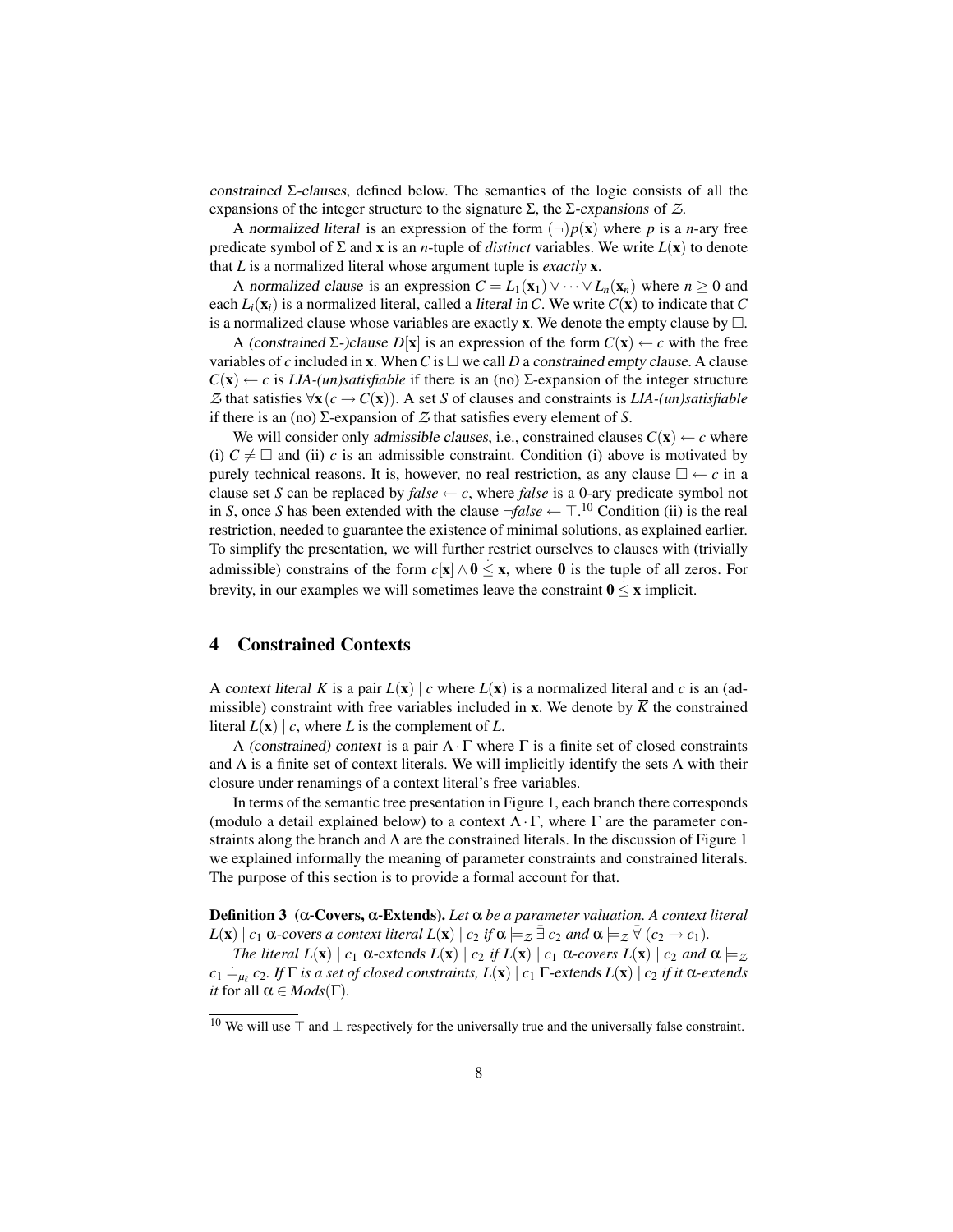*constrained* $\Sigma$*-clauses*, defined below. The semantics of the logic consists of all the expansions of the integer structure to the signature $\Sigma$, the $\Sigma$*-expansions* of $\mathcal{Z}$.

A *normalized literal* is an expression of the form $(\neg)p(\mathbf{x})$ where $p$ is a $n$-ary free predicate symbol of $\Sigma$ and $\mathbf{x}$ is an $n$-tuple of *distinct* variables. We write $L(\mathbf{x})$ to denote that $L$ is a normalized literal whose argument tuple is *exactly* $\mathbf{x}$.

A *normalized clause* is an expression $C = L_1(\mathbf{x}_1) \vee \cdots \vee L_n(\mathbf{x}_n)$ where $n \geq 0$ and each $L_i(\mathbf{x}_i)$ is a normalized literal, called a *literal in* $C$. We write $C(\mathbf{x})$ to indicate that $C$ is a normalized clause whose variables are exactly $\mathbf{x}$. We denote the empty clause by $\Box$.

A *(constrained* $\Sigma$*-)clause* $D[\mathbf{x}]$ is an expression of the form $C(\mathbf{x}) \leftarrow c$ with the free variables of $c$ included in $\mathbf{x}$. When $C$ is $\Box$ we call $D$ a *constrained empty clause*. A clause $C(\mathbf{x}) \leftarrow c$ is *LIA-(un)satisfiable* if there is an (no) $\Sigma$-expansion of the integer structure $\mathcal{Z}$ that satisfies $\forall \mathbf{x}(c \rightarrow C(\mathbf{x}))$. A set $S$ of clauses and constraints is *LIA-(un)satisfiable* if there is an (no) $\Sigma$-expansion of $\mathcal{Z}$ that satisfies every element of $S$.

We will consider only *admissible clauses*, i.e., constrained clauses $C(\mathbf{x}) \leftarrow c$ where (i) $C \neq \Box$ and (ii) $c$ is an admissible constraint. Condition (i) above is motivated by purely technical reasons. It is, however, no real restriction, as any clause $\Box \leftarrow c$ in a clause set $S$ can be replaced by $\mathit{false} \leftarrow c$, where $\mathit{false}$ is a 0-ary predicate symbol not in $S$, once $S$ has been extended with the clause $\neg\mathit{false} \leftarrow \top$.[10] Condition (ii) is the real restriction, needed to guarantee the existence of minimal solutions, as explained earlier. To simplify the presentation, we will further restrict ourselves to clauses with (trivially admissible) constrains of the form $c[\mathbf{x}] \wedge \mathbf{0} \dot{\leq} \mathbf{x}$, where $\mathbf{0}$ is the tuple of all zeros. For brevity, in our examples we will sometimes leave the constraint $\mathbf{0} \dot{\leq} \mathbf{x}$ implicit.

## 4 Constrained Contexts

A *context literal* $K$ is a pair $L(\mathbf{x}) \mid c$ where $L(\mathbf{x})$ is a normalized literal and $c$ is an (admissible) constraint with free variables included in $\mathbf{x}$. We denote by $\overline{K}$ the constrained literal $\overline{L}(\mathbf{x}) \mid c$, where $\overline{L}$ is the complement of $L$.

A *(constrained) context* is a pair $\Lambda \cdot \Gamma$ where $\Gamma$ is a finite set of closed constraints and $\Lambda$ is a finite set of context literals. We will implicitly identify the sets $\Lambda$ with their closure under renamings of a context literal's free variables.

In terms of the semantic tree presentation in Figure 1, each branch there corresponds (modulo a detail explained below) to a context $\Lambda \cdot \Gamma$, where $\Gamma$ are the parameter constraints along the branch and $\Lambda$ are the constrained literals. In the discussion of Figure 1 we explained informally the meaning of parameter constraints and constrained literals. The purpose of this section is to provide a formal account for that.

**Definition 3 ($\alpha$-Covers, $\alpha$-Extends).** *Let $\alpha$ be a parameter valuation. A context literal $L(\mathbf{x}) \mid c_1$ $\alpha$-covers a context literal $L(\mathbf{x}) \mid c_2$ if $\alpha \models_{\mathcal{Z}} \bar{\bar{\exists}}\, c_2$ and $\alpha \models_{\mathcal{Z}} \bar{\forall}\, (c_2 \rightarrow c_1)$.*

*The literal $L(\mathbf{x}) \mid c_1$ $\alpha$-extends $L(\mathbf{x}) \mid c_2$ if $L(\mathbf{x}) \mid c_1$ $\alpha$-covers $L(\mathbf{x}) \mid c_2$ and $\alpha \models_{\mathcal{Z}} c_1 \doteq_{\mu_\ell} c_2$. If $\Gamma$ is a set of closed constraints, $L(\mathbf{x}) \mid c_1$ $\Gamma$-extends $L(\mathbf{x}) \mid c_2$ if it $\alpha$-extends it* for all $\alpha \in \mathit{Mods}(\Gamma)$.

[10] We will use $\top$ and $\bot$ respectively for the universally true and the universally false constraint.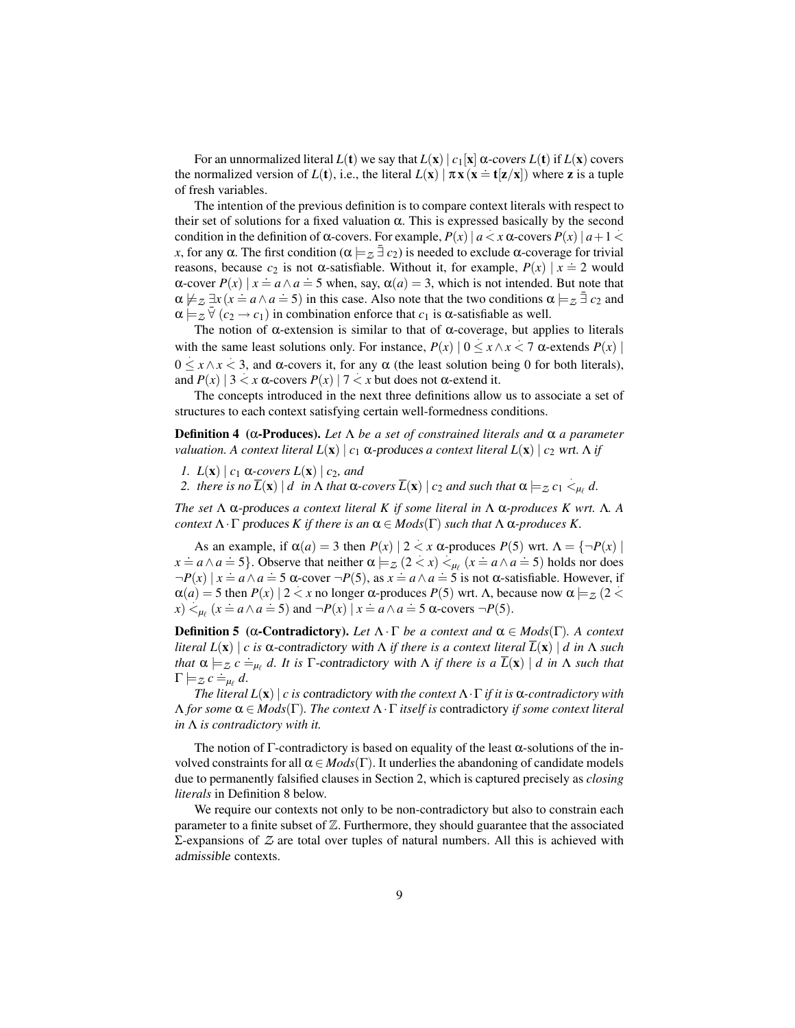For an unnormalized literal $L(\mathbf{t})$ we say that $L(\mathbf{x}) \mid c_1[\mathbf{x}]$ *α-covers* $L(\mathbf{t})$ if $L(\mathbf{x})$ covers the normalized version of $L(\mathbf{t})$, i.e., the literal $L(\mathbf{x}) \mid \pi\, \mathbf{x}\, (\mathbf{x} \doteq \mathbf{t}[\mathbf{z}/\mathbf{x}])$ where $\mathbf{z}$ is a tuple of fresh variables.

The intention of the previous definition is to compare context literals with respect to their set of solutions for a fixed valuation α. This is expressed basically by the second condition in the definition of α-covers. For example, $P(x) \mid a \dot{<} x$ α-covers $P(x) \mid a+1 \dot{<} x$, for any α. The first condition ($\alpha \models_{\mathcal{Z}} \bar{\exists}\, c_2$) is needed to exclude α-coverage for trivial reasons, because $c_2$ is not α-satisfiable. Without it, for example, $P(x) \mid x \doteq 2$ would α-cover $P(x) \mid x \doteq a \wedge a \doteq 5$ when, say, $\alpha(a) = 3$, which is not intended. But note that $\alpha \not\models_{\mathcal{Z}} \exists x\, (x \doteq a \wedge a \doteq 5)$ in this case. Also note that the two conditions $\alpha \models_{\mathcal{Z}} \bar{\exists}\, c_2$ and $\alpha \models_{\mathcal{Z}} \bar{\forall}\, (c_2 \rightarrow c_1)$ in combination enforce that $c_1$ is α-satisfiable as well.

The notion of α-extension is similar to that of α-coverage, but applies to literals with the same least solutions only. For instance, $P(x) \mid 0 \dot{\leq} x \wedge x \dot{<} 7$ α-extends $P(x) \mid 0 \dot{\leq} x \wedge x \dot{<} 3$, and α-covers it, for any α (the least solution being 0 for both literals), and $P(x) \mid 3 \dot{<} x$ α-covers $P(x) \mid 7 \dot{<} x$ but does not α-extend it.

The concepts introduced in the next three definitions allow us to associate a set of structures to each context satisfying certain well-formedness conditions.

**Definition 4 (α-Produces).** *Let Λ be a set of constrained literals and α a parameter valuation. A context literal $L(\mathbf{x}) \mid c_1$ α-produces a context literal $L(\mathbf{x}) \mid c_2$ wrt. Λ if*

1. *$L(\mathbf{x}) \mid c_1$ α-covers $L(\mathbf{x}) \mid c_2$, and*
2. *there is no $\overline{L}(\mathbf{x}) \mid d$ in Λ that α-covers $\overline{L}(\mathbf{x}) \mid c_2$ and such that $\alpha \models_{\mathcal{Z}} c_1 \dot{<}_{\mu_\ell} d$.*

*The set Λ α-produces a context literal $K$ if some literal in Λ α-produces $K$ wrt. Λ. A context $\Lambda \cdot \Gamma$ produces $K$ if there is an $\alpha \in Mods(\Gamma)$ such that Λ α-produces $K$.*

As an example, if $\alpha(a) = 3$ then $P(x) \mid 2 \dot{<} x$ α-produces $P(5)$ wrt. $\Lambda = \{\neg P(x) \mid x \doteq a \wedge a \doteq 5\}$. Observe that neither $\alpha \models_{\mathcal{Z}} (2 \dot{<} x) \dot{<}_{\mu_\ell} (x \doteq a \wedge a \doteq 5)$ holds nor does $\neg P(x) \mid x \doteq a \wedge a \doteq 5$ α-cover $\neg P(5)$, as $x \doteq a \wedge a \doteq 5$ is not α-satisfiable. However, if $\alpha(a) = 5$ then $P(x) \mid 2 \dot{<} x$ no longer α-produces $P(5)$ wrt. Λ, because now $\alpha \models_{\mathcal{Z}} (2 \dot{<} x) \dot{<}_{\mu_\ell} (x \doteq a \wedge a \doteq 5)$ and $\neg P(x) \mid x \doteq a \wedge a \doteq 5$ α-covers $\neg P(5)$.

**Definition 5 (α-Contradictory).** *Let $\Lambda \cdot \Gamma$ be a context and $\alpha \in Mods(\Gamma)$. A context literal $L(\mathbf{x}) \mid c$ is α-contradictory with Λ if there is a context literal $\overline{L}(\mathbf{x}) \mid d$ in Λ such that $\alpha \models_{\mathcal{Z}} c \doteq_{\mu_\ell} d$. It is Γ-contradictory with Λ if there is a $\overline{L}(\mathbf{x}) \mid d$ in Λ such that $\Gamma \models_{\mathcal{Z}} c \doteq_{\mu_\ell} d$.*

*The literal $L(\mathbf{x}) \mid c$ is contradictory with the context $\Lambda \cdot \Gamma$ if it is α-contradictory with Λ for some $\alpha \in Mods(\Gamma)$. The context $\Lambda \cdot \Gamma$ itself is contradictory if some context literal in Λ is contradictory with it.*

The notion of Γ-contradictory is based on equality of the least α-solutions of the involved constraints for all $\alpha \in Mods(\Gamma)$. It underlies the abandoning of candidate models due to permanently falsified clauses in Section 2, which is captured precisely as *closing literals* in Definition 8 below.

We require our contexts not only to be non-contradictory but also to constrain each parameter to a finite subset of $\mathbb{Z}$. Furthermore, they should guarantee that the associated Σ-expansions of $\mathcal{Z}$ are total over tuples of natural numbers. All this is achieved with *admissible* contexts.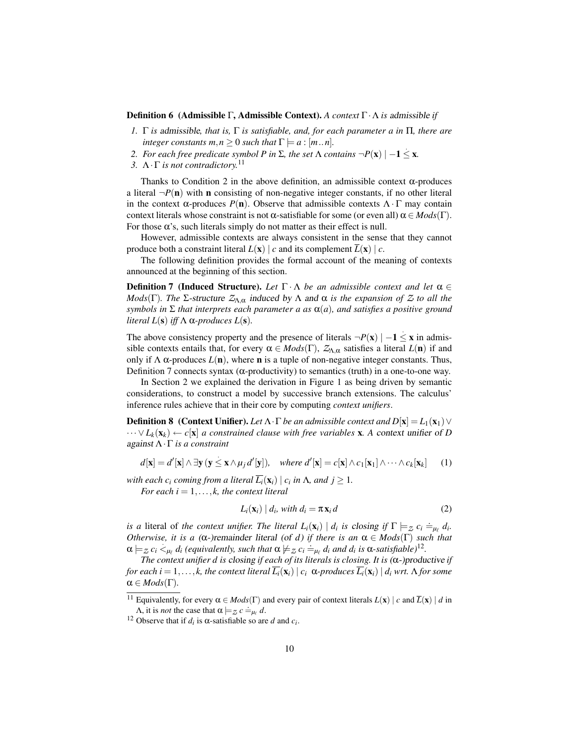**Definition 6 (Admissible Γ, Admissible Context).** *A context $\Gamma \cdot \Lambda$ is* admissible *if*

1. *$\Gamma$ is* admissible*, that is, $\Gamma$ is satisfiable, and, for each parameter $a$ in $\Pi$, there are integer constants $m, n \geq 0$ such that $\Gamma \models a : [m..n]$.*
2. *For each free predicate symbol $P$ in $\Sigma$, the set $\Lambda$ contains $\neg P(\mathbf{x}) \mid -\mathbf{1} \dot{\leq} \mathbf{x}$.*
3. *$\Lambda \cdot \Gamma$ is not contradictory.*[11]

Thanks to Condition 2 in the above definition, an admissible context $\alpha$-produces a literal $\neg P(\mathbf{n})$ with $\mathbf{n}$ consisting of non-negative integer constants, if no other literal in the context $\alpha$-produces $P(\mathbf{n})$. Observe that admissible contexts $\Lambda \cdot \Gamma$ may contain context literals whose constraint is not $\alpha$-satisfiable for some (or even all) $\alpha \in Mods(\Gamma)$. For those $\alpha$'s, such literals simply do not matter as their effect is null.

However, admissible contexts are always consistent in the sense that they cannot produce both a constraint literal $L(\mathbf{x}) \mid c$ and its complement $\overline{L}(\mathbf{x}) \mid c$.

The following definition provides the formal account of the meaning of contexts announced at the beginning of this section.

**Definition 7 (Induced Structure).** *Let $\Gamma \cdot \Lambda$ be an admissible context and let $\alpha \in Mods(\Gamma)$. The $\Sigma$-structure $\mathcal{Z}_{\Lambda,\alpha}$ induced by $\Lambda$ and $\alpha$ is the expansion of $\mathcal{Z}$ to all the symbols in $\Sigma$ that interprets each parameter $a$ as $\alpha(a)$, and satisfies a positive ground literal $L(\mathbf{s})$ iff $\Lambda$ $\alpha$-produces $L(\mathbf{s})$.*

The above consistency property and the presence of literals $\neg P(\mathbf{x}) \mid -\mathbf{1} \dot{\leq} \mathbf{x}$ in admissible contexts entails that, for every $\alpha \in Mods(\Gamma)$, $\mathcal{Z}_{\Lambda,\alpha}$ satisfies a literal $L(\mathbf{n})$ if and only if $\Lambda$ $\alpha$-produces $L(\mathbf{n})$, where $\mathbf{n}$ is a tuple of non-negative integer constants. Thus, Definition 7 connects syntax ($\alpha$-productivity) to semantics (truth) in a one-to-one way.

In Section 2 we explained the derivation in Figure 1 as being driven by semantic considerations, to construct a model by successive branch extensions. The calculus' inference rules achieve that in their core by computing *context unifiers*.

**Definition 8 (Context Unifier).** *Let $\Lambda \cdot \Gamma$ be an admissible context and $D[\mathbf{x}] = L_1(\mathbf{x}_1) \vee \cdots \vee L_k(\mathbf{x}_k) \leftarrow c[\mathbf{x}]$ a constrained clause with free variables $\mathbf{x}$. A* context unifier of $D$ against $\Lambda \cdot \Gamma$ *is a constraint*

$$d[\mathbf{x}] = d'[\mathbf{x}] \wedge \exists \mathbf{y}\, (\mathbf{y} \dot{\leq} \mathbf{x} \wedge \mu_j\, d'[\mathbf{y}]), \quad \textit{where } d'[\mathbf{x}] = c[\mathbf{x}] \wedge c_1[\mathbf{x}_1] \wedge \cdots \wedge c_k[\mathbf{x}_k] \tag{1}$$

*with each $c_i$ coming from a literal $\overline{L_i}(\mathbf{x}_i) \mid c_i$ in $\Lambda$, and $j \geq 1$.*

*For each $i = 1, \ldots, k$, the context literal*

$$L_i(\mathbf{x}_i) \mid d_i, \textit{ with } d_i = \pi\, \mathbf{x}_i\, d \tag{2}$$

*is a* literal *of the context unifier. The literal $L_i(\mathbf{x}_i) \mid d_i$ is* closing *if $\Gamma \models_{\mathcal{Z}} c_i \doteq_{\mu_\ell} d_i$. Otherwise, it is a ($\alpha$-)*remainder literal *(of $d$) if there is an $\alpha \in Mods(\Gamma)$ such that $\alpha \models_{\mathcal{Z}} c_i \dot{<}_{\mu_\ell} d_i$ (equivalently, such that $\alpha \not\models_{\mathcal{Z}} c_i \doteq_{\mu_\ell} d_i$ and $d_i$ is $\alpha$-satisfiable)*[12]*.*

*The context unifier $d$ is* closing *if each of its literals is closing. It is ($\alpha$-)*productive *if for each $i = 1, \ldots, k$, the context literal $\overline{L_i}(\mathbf{x}_i) \mid c_i$ $\alpha$-produces $\overline{L_i}(\mathbf{x}_i) \mid d_i$ wrt. $\Lambda$ for some $\alpha \in Mods(\Gamma)$.*

---

[11] Equivalently, for every $\alpha \in Mods(\Gamma)$ and every pair of context literals $L(\mathbf{x}) \mid c$ and $\overline{L}(\mathbf{x}) \mid d$ in $\Lambda$, it is *not* the case that $\alpha \models_{\mathcal{Z}} c \doteq_{\mu_\ell} d$.

[12] Observe that if $d_i$ is $\alpha$-satisfiable so are $d$ and $c_i$.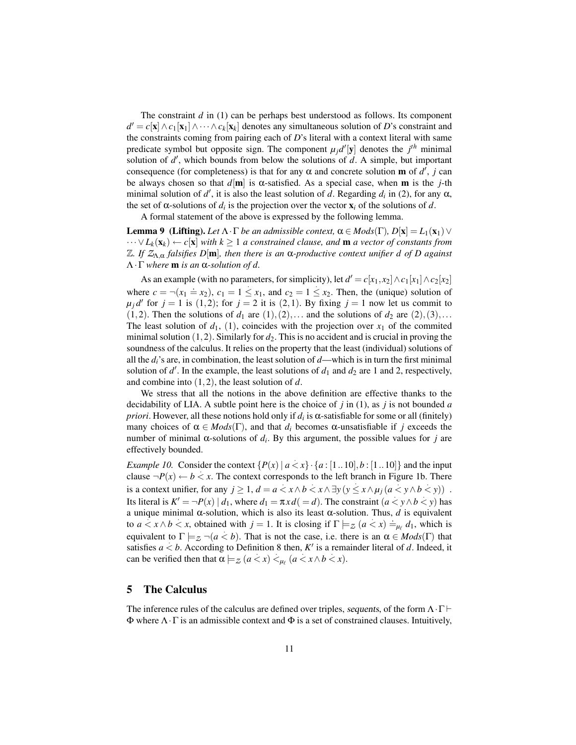The constraint $d$ in (1) can be perhaps best understood as follows. Its component $d' = c[\mathbf{x}] \wedge c_1[\mathbf{x}_1] \wedge \cdots \wedge c_k[\mathbf{x}_k]$ denotes any simultaneous solution of $D$'s constraint and the constraints coming from pairing each of $D$'s literal with a context literal with same predicate symbol but opposite sign. The component $\mu_j d'[\mathbf{y}]$ denotes the $j^{th}$ minimal solution of $d'$, which bounds from below the solutions of $d$. A simple, but important consequence (for completeness) is that for any $\alpha$ and concrete solution $\mathbf{m}$ of $d'$, $j$ can be always chosen so that $d[\mathbf{m}]$ is $\alpha$-satisfied. As a special case, when $\mathbf{m}$ is the $j$-th minimal solution of $d'$, it is also the least solution of $d$. Regarding $d_i$ in (2), for any $\alpha$, the set of $\alpha$-solutions of $d_i$ is the projection over the vector $\mathbf{x}_i$ of the solutions of $d$.

A formal statement of the above is expressed by the following lemma.

**Lemma 9 (Lifting).** *Let $\Lambda \cdot \Gamma$ be an admissible context, $\alpha \in Mods(\Gamma)$, $D[\mathbf{x}] = L_1(\mathbf{x}_1) \vee \cdots \vee L_k(\mathbf{x}_k) \leftarrow c[\mathbf{x}]$ with $k \geq 1$ a constrained clause, and $\mathbf{m}$ a vector of constants from $\mathbb{Z}$. If $\mathcal{Z}_{\Lambda,\alpha}$ falsifies $D[\mathbf{m}]$, then there is an $\alpha$-productive context unifier $d$ of $D$ against $\Lambda \cdot \Gamma$ where $\mathbf{m}$ is an $\alpha$-solution of $d$.*

As an example (with no parameters, for simplicity), let $d' = c[x_1, x_2] \wedge c_1[x_1] \wedge c_2[x_2]$ where $c = \neg(x_1 \doteq x_2)$, $c_1 = 1 \dot{\leq} x_1$, and $c_2 = 1 \dot{\leq} x_2$. Then, the (unique) solution of $\mu_j d'$ for $j = 1$ is $(1,2)$; for $j = 2$ it is $(2,1)$. By fixing $j = 1$ now let us commit to $(1,2)$. Then the solutions of $d_1$ are $(1),(2),\ldots$ and the solutions of $d_2$ are $(2),(3),\ldots$ The least solution of $d_1$, $(1)$, coincides with the projection over $x_1$ of the commited minimal solution $(1,2)$. Similarly for $d_2$. This is no accident and is crucial in proving the soundness of the calculus. It relies on the property that the least (individual) solutions of all the $d_i$'s are, in combination, the least solution of $d$—which is in turn the first minimal solution of $d'$. In the example, the least solutions of $d_1$ and $d_2$ are 1 and 2, respectively, and combine into $(1,2)$, the least solution of $d$.

We stress that all the notions in the above definition are effective thanks to the decidability of LIA. A subtle point here is the choice of $j$ in (1), as $j$ is not bounded *a priori*. However, all these notions hold only if $d_i$ is $\alpha$-satisfiable for some or all (finitely) many choices of $\alpha \in Mods(\Gamma)$, and that $d_i$ becomes $\alpha$-unsatisfiable if $j$ exceeds the number of minimal $\alpha$-solutions of $d_i$. By this argument, the possible values for $j$ are effectively bounded.

*Example 10.* Consider the context $\{P(x) \mid a \dot{<} x\} \cdot \{a : [1\,..\,10], b : [1\,..\,10]\}$ and the input clause $\neg P(x) \leftarrow b \dot{<} x$. The context corresponds to the left branch in Figure 1b. There is a context unifier, for any $j \geq 1$, $d = a \dot{<} x \wedge b \dot{<} x \wedge \exists y\, (y \dot{\leq} x \wedge \mu_j\, (a \dot{<} y \wedge b \dot{<} y))$ . Its literal is $K' = \neg P(x) \mid d_1$, where $d_1 = \pi x\, d (= d)$. The constraint $(a \dot{<} y \wedge b \dot{<} y)$ has a unique minimal $\alpha$-solution, which is also its least $\alpha$-solution. Thus, $d$ is equivalent to $a \dot{<} x \wedge b \dot{<} x$, obtained with $j = 1$. It is closing if $\Gamma \models_{\mathcal{Z}} (a \dot{<} x) \doteq_{\mu_\ell} d_1$, which is equivalent to $\Gamma \models_{\mathcal{Z}} \neg(a \dot{<} b)$. That is not the case, i.e. there is an $\alpha \in Mods(\Gamma)$ that satisfies $a \dot{<} b$. According to Definition 8 then, $K'$ is a remainder literal of $d$. Indeed, it can be verified then that $\alpha \models_{\mathcal{Z}} (a \dot{<} x) \dot{<}_{\mu_\ell} (a \dot{<} x \wedge b \dot{<} x)$.

## 5 The Calculus

The inference rules of the calculus are defined over triples, *sequents*, of the form $\Lambda \cdot \Gamma \vdash \Phi$ where $\Lambda \cdot \Gamma$ is an admissible context and $\Phi$ is a set of constrained clauses. Intuitively,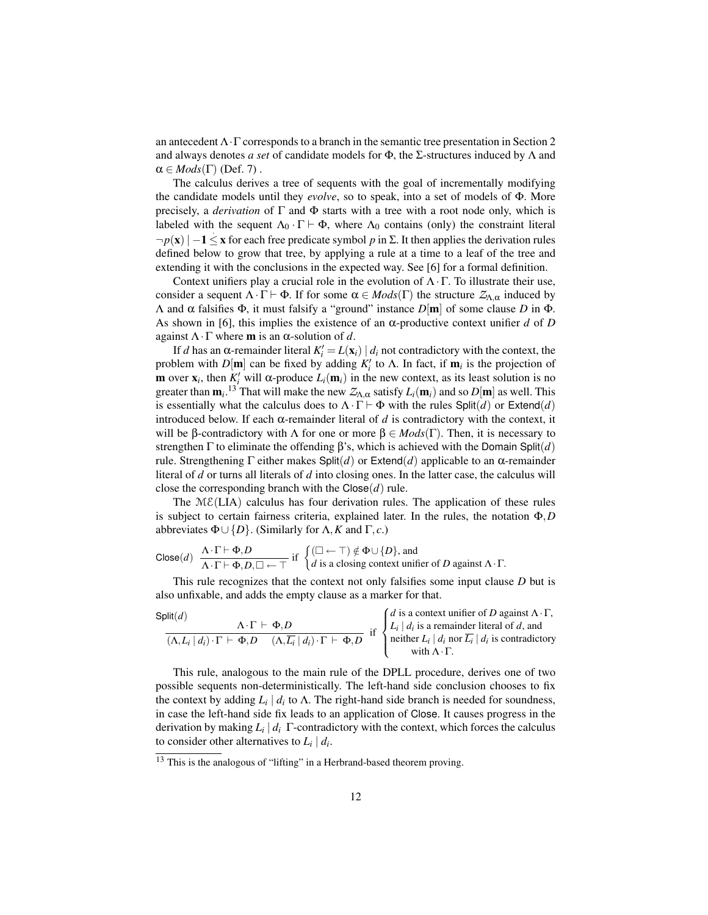an antecedent $\Lambda \cdot \Gamma$ corresponds to a branch in the semantic tree presentation in Section 2 and always denotes *a set* of candidate models for $\Phi$, the $\Sigma$-structures induced by $\Lambda$ and $\alpha \in Mods(\Gamma)$ (Def. 7) .

The calculus derives a tree of sequents with the goal of incrementally modifying the candidate models until they *evolve*, so to speak, into a set of models of $\Phi$. More precisely, a *derivation* of $\Gamma$ and $\Phi$ starts with a tree with a root node only, which is labeled with the sequent $\Lambda_0 \cdot \Gamma \vdash \Phi$, where $\Lambda_0$ contains (only) the constraint literal $\neg p(\mathbf{x}) \mid -\mathbf{1} \dot{\leq} \mathbf{x}$ for each free predicate symbol $p$ in $\Sigma$. It then applies the derivation rules defined below to grow that tree, by applying a rule at a time to a leaf of the tree and extending it with the conclusions in the expected way. See [6] for a formal definition.

Context unifiers play a crucial role in the evolution of $\Lambda \cdot \Gamma$. To illustrate their use, consider a sequent $\Lambda \cdot \Gamma \vdash \Phi$. If for some $\alpha \in Mods(\Gamma)$ the structure $\mathcal{Z}_{\Lambda,\alpha}$ induced by $\Lambda$ and $\alpha$ falsifies $\Phi$, it must falsify a "ground" instance $D[\mathbf{m}]$ of some clause $D$ in $\Phi$. As shown in [6], this implies the existence of an $\alpha$-productive context unifier $d$ of $D$ against $\Lambda \cdot \Gamma$ where $\mathbf{m}$ is an $\alpha$-solution of $d$.

If $d$ has an $\alpha$-remainder literal $K'_i = L(\mathbf{x}_i) \mid d_i$ not contradictory with the context, the problem with $D[\mathbf{m}]$ can be fixed by adding $K'_i$ to $\Lambda$. In fact, if $\mathbf{m}_i$ is the projection of $\mathbf{m}$ over $\mathbf{x}_i$, then $K'_i$ will $\alpha$-produce $L_i(\mathbf{m}_i)$ in the new context, as its least solution is no greater than $\mathbf{m}_i$.[13] That will make the new $\mathcal{Z}_{\Lambda,\alpha}$ satisfy $L_i(\mathbf{m}_i)$ and so $D[\mathbf{m}]$ as well. This is essentially what the calculus does to $\Lambda \cdot \Gamma \vdash \Phi$ with the rules $\mathsf{Split}(d)$ or $\mathsf{Extend}(d)$ introduced below. If each $\alpha$-remainder literal of $d$ is contradictory with the context, it will be $\beta$-contradictory with $\Lambda$ for one or more $\beta \in Mods(\Gamma)$. Then, it is necessary to strengthen $\Gamma$ to eliminate the offending $\beta$'s, which is achieved with the $\mathsf{Domain\ Split}(d)$ rule. Strengthening $\Gamma$ either makes $\mathsf{Split}(d)$ or $\mathsf{Extend}(d)$ applicable to an $\alpha$-remainder literal of $d$ or turns all literals of $d$ into closing ones. In the latter case, the calculus will close the corresponding branch with the $\mathsf{Close}(d)$ rule.

The $\mathcal{ME}(\mathrm{LIA})$ calculus has four derivation rules. The application of these rules is subject to certain fairness criteria, explained later. In the rules, the notation $\Phi, D$ abbreviates $\Phi \cup \{D\}$. (Similarly for $\Lambda, K$ and $\Gamma, c$.)

$$\mathsf{Close}(d) \quad \frac{\Lambda \cdot \Gamma \vdash \Phi, D}{\Lambda \cdot \Gamma \vdash \Phi, D, \Box \leftarrow \top} \ \text{ if } \begin{cases} (\Box \leftarrow \top) \notin \Phi \cup \{D\}, \text{ and} \\ d \text{ is a closing context unifier of } D \text{ against } \Lambda \cdot \Gamma. \end{cases}$$

This rule recognizes that the context not only falsifies some input clause $D$ but is also unfixable, and adds the empty clause as a marker for that.

$$\mathsf{Split}(d) \quad \frac{\Lambda \cdot \Gamma \ \vdash \ \Phi, D}{(\Lambda, L_i \mid d_i) \cdot \Gamma \ \vdash \ \Phi, D \qquad (\Lambda, \overline{L_i} \mid d_i) \cdot \Gamma \ \vdash \ \Phi, D} \ \text{ if } \begin{cases} d \text{ is a context unifier of } D \text{ against } \Lambda \cdot \Gamma, \\ L_i \mid d_i \text{ is a remainder literal of } d, \text{ and} \\ \text{neither } L_i \mid d_i \text{ nor } \overline{L_i} \mid d_i \text{ is contradictory} \\ \quad \text{with } \Lambda \cdot \Gamma. \end{cases}$$

This rule, analogous to the main rule of the DPLL procedure, derives one of two possible sequents non-deterministically. The left-hand side conclusion chooses to fix the context by adding $L_i \mid d_i$ to $\Lambda$. The right-hand side branch is needed for soundness, in case the left-hand side fix leads to an application of $\mathsf{Close}$. It causes progress in the derivation by making $L_i \mid d_i$ $\Gamma$-contradictory with the context, which forces the calculus to consider other alternatives to $L_i \mid d_i$.

---

[13] This is the analogous of "lifting" in a Herbrand-based theorem proving.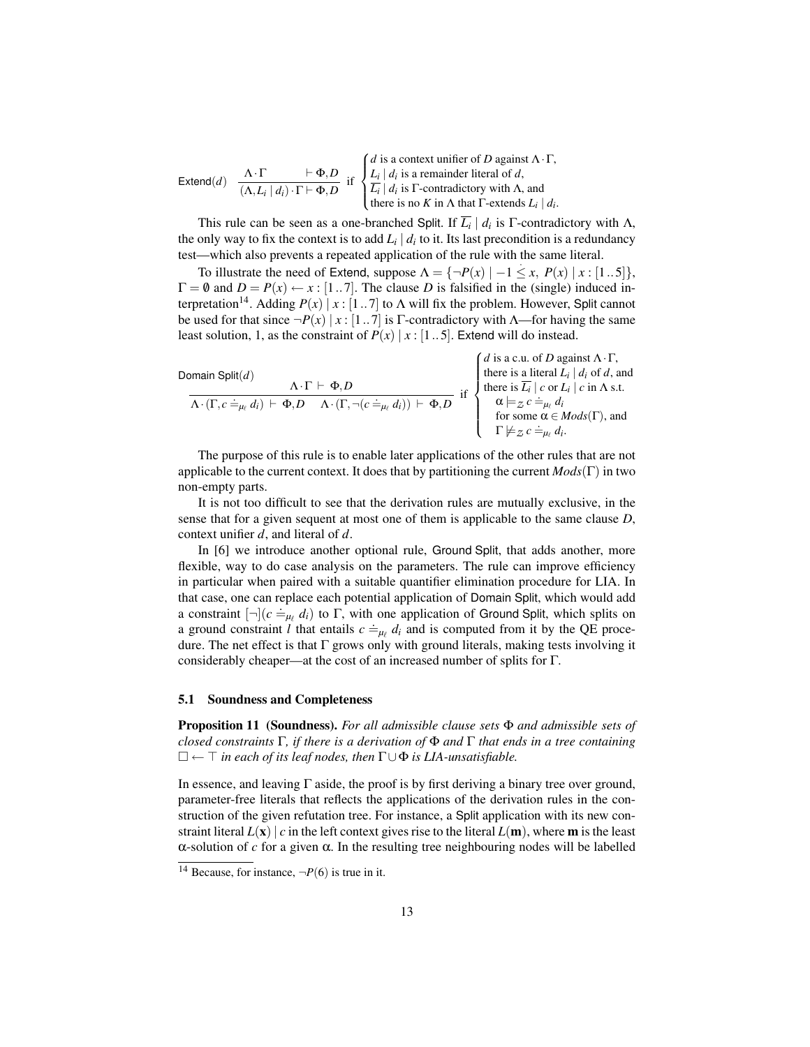$$\mathsf{Extend}(d)\quad \frac{\Lambda\cdot\Gamma \qquad\qquad \vdash \Phi, D}{(\Lambda, L_i \mid d_i)\cdot\Gamma \vdash \Phi, D}\ \text{ if }\ \begin{cases} d \text{ is a context unifier of } D \text{ against } \Lambda\cdot\Gamma, \\ L_i \mid d_i \text{ is a remainder literal of } d, \\ \overline{L_i} \mid d_i \text{ is } \Gamma\text{-contradictory with } \Lambda, \text{ and} \\ \text{there is no } K \text{ in } \Lambda \text{ that } \Gamma\text{-extends } L_i \mid d_i. \end{cases}$$

This rule can be seen as a one-branched Split. If $\overline{L_i} \mid d_i$ is $\Gamma$-contradictory with $\Lambda$, the only way to fix the context is to add $L_i \mid d_i$ to it. Its last precondition is a redundancy test—which also prevents a repeated application of the rule with the same literal.

To illustrate the need of Extend, suppose $\Lambda = \{\neg P(x) \mid -1 \dot{\leq} x,\ P(x) \mid x : [1\,..\,5]\}$, $\Gamma = \emptyset$ and $D = P(x) \leftarrow x : [1\,..\,7]$. The clause $D$ is falsified in the (single) induced interpretation[14]. Adding $P(x) \mid x : [1\,..\,7]$ to $\Lambda$ will fix the problem. However, Split cannot be used for that since $\neg P(x) \mid x : [1\,..\,7]$ is $\Gamma$-contradictory with $\Lambda$—for having the same least solution, 1, as the constraint of $P(x) \mid x : [1\,..\,5]$. Extend will do instead.

$$\mathsf{Domain\ Split}(d)\quad \frac{\Lambda\cdot\Gamma \vdash \Phi, D}{\Lambda\cdot(\Gamma, c \doteq_{\mu_\ell} d_i) \vdash \Phi, D \qquad \Lambda\cdot(\Gamma, \neg(c \doteq_{\mu_\ell} d_i)) \vdash \Phi, D}\ \text{ if }\ \begin{cases} d \text{ is a c.u. of } D \text{ against } \Lambda\cdot\Gamma, \\ \text{there is a literal } L_i \mid d_i \text{ of } d, \text{ and} \\ \text{there is } \overline{L_i} \mid c \text{ or } L_i \mid c \text{ in } \Lambda \text{ s.t.} \\ \quad \alpha \models_{\mathcal{Z}} c \doteq_{\mu_\ell} d_i \\ \quad \text{for some } \alpha \in \mathit{Mods}(\Gamma), \text{ and} \\ \quad \Gamma \not\models_{\mathcal{Z}} c \doteq_{\mu_\ell} d_i. \end{cases}$$

The purpose of this rule is to enable later applications of the other rules that are not applicable to the current context. It does that by partitioning the current $\mathit{Mods}(\Gamma)$ in two non-empty parts.

It is not too difficult to see that the derivation rules are mutually exclusive, in the sense that for a given sequent at most one of them is applicable to the same clause $D$, context unifier $d$, and literal of $d$.

In [6] we introduce another optional rule, Ground Split, that adds another, more flexible, way to do case analysis on the parameters. The rule can improve efficiency in particular when paired with a suitable quantifier elimination procedure for LIA. In that case, one can replace each potential application of Domain Split, which would add a constraint $[\neg](c \doteq_{\mu_\ell} d_i)$ to $\Gamma$, with one application of Ground Split, which splits on a ground constraint $l$ that entails $c \doteq_{\mu_\ell} d_i$ and is computed from it by the QE procedure. The net effect is that $\Gamma$ grows only with ground literals, making tests involving it considerably cheaper—at the cost of an increased number of splits for $\Gamma$.

### 5.1 Soundness and Completeness

**Proposition 11 (Soundness).** *For all admissible clause sets $\Phi$ and admissible sets of closed constraints $\Gamma$, if there is a derivation of $\Phi$ and $\Gamma$ that ends in a tree containing $\Box \leftarrow \top$ in each of its leaf nodes, then $\Gamma \cup \Phi$ is LIA-unsatisfiable.*

In essence, and leaving $\Gamma$ aside, the proof is by first deriving a binary tree over ground, parameter-free literals that reflects the applications of the derivation rules in the construction of the given refutation tree. For instance, a Split application with its new constraint literal $L(\mathbf{x}) \mid c$ in the left context gives rise to the literal $L(\mathbf{m})$, where $\mathbf{m}$ is the least $\alpha$-solution of $c$ for a given $\alpha$. In the resulting tree neighbouring nodes will be labelled

---

[14] Because, for instance, $\neg P(6)$ is true in it.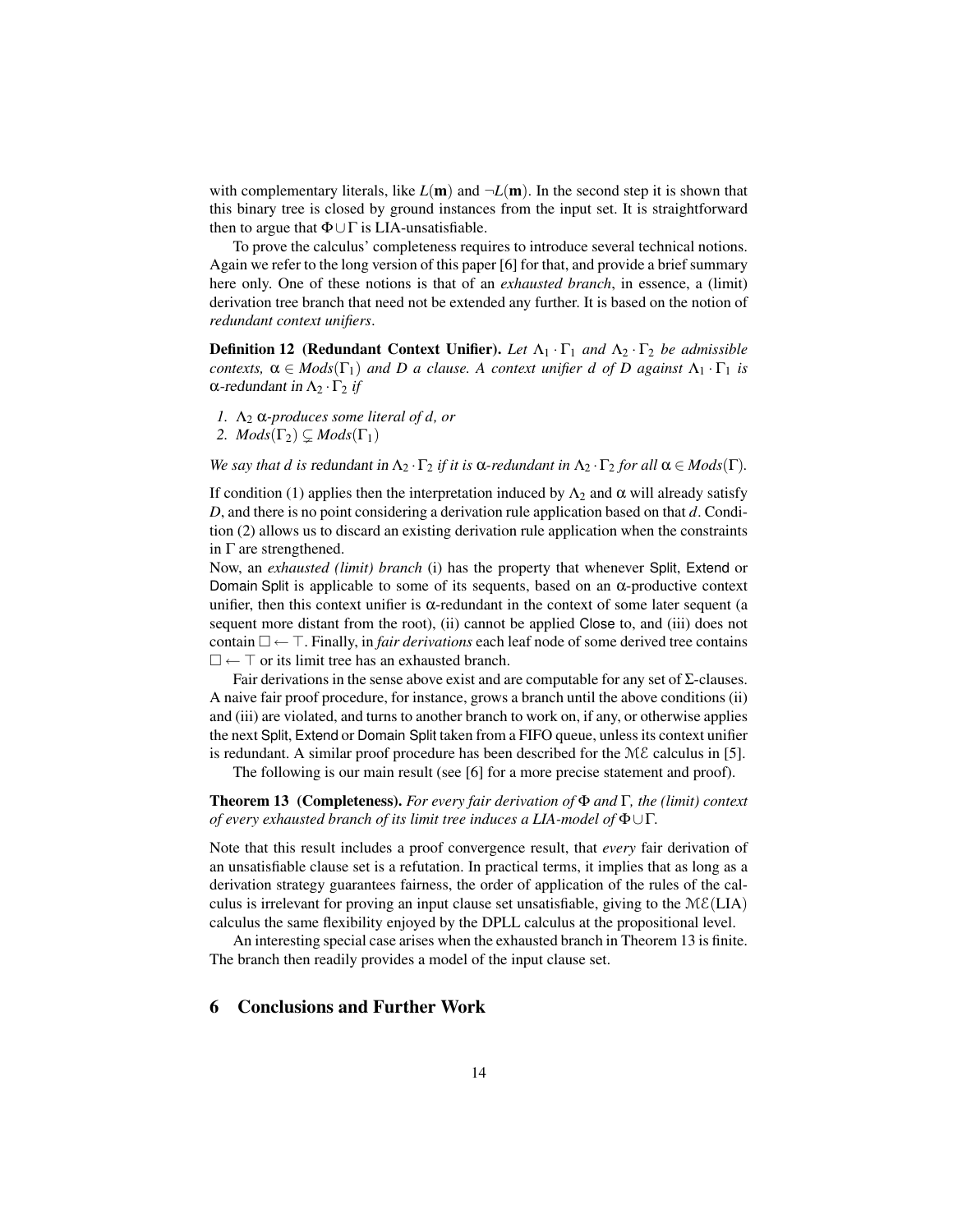with complementary literals, like $L(\mathbf{m})$ and $\neg L(\mathbf{m})$. In the second step it is shown that this binary tree is closed by ground instances from the input set. It is straightforward then to argue that $\Phi \cup \Gamma$ is LIA-unsatisfiable.

To prove the calculus' completeness requires to introduce several technical notions. Again we refer to the long version of this paper [6] for that, and provide a brief summary here only. One of these notions is that of an *exhausted branch*, in essence, a (limit) derivation tree branch that need not be extended any further. It is based on the notion of *redundant context unifiers*.

**Definition 12 (Redundant Context Unifier).** *Let $\Lambda_1 \cdot \Gamma_1$ and $\Lambda_2 \cdot \Gamma_2$ be admissible contexts, $\alpha \in Mods(\Gamma_1)$ and $D$ a clause. A context unifier $d$ of $D$ against $\Lambda_1 \cdot \Gamma_1$ is* $\alpha$-redundant in $\Lambda_2 \cdot \Gamma_2$ *if*

1. *$\Lambda_2$ $\alpha$-produces some literal of $d$, or*
2. *$Mods(\Gamma_2) \subsetneq Mods(\Gamma_1)$*

*We say that $d$ is* redundant in $\Lambda_2 \cdot \Gamma_2$ *if it is $\alpha$-redundant in $\Lambda_2 \cdot \Gamma_2$ for all $\alpha \in Mods(\Gamma)$.*

If condition (1) applies then the interpretation induced by $\Lambda_2$ and $\alpha$ will already satisfy $D$, and there is no point considering a derivation rule application based on that $d$. Condition (2) allows us to discard an existing derivation rule application when the constraints in $\Gamma$ are strengthened.

Now, an *exhausted (limit) branch* (i) has the property that whenever Split, Extend or Domain Split is applicable to some of its sequents, based on an $\alpha$-productive context unifier, then this context unifier is $\alpha$-redundant in the context of some later sequent (a sequent more distant from the root), (ii) cannot be applied Close to, and (iii) does not contain $\square \leftarrow \top$. Finally, in *fair derivations* each leaf node of some derived tree contains $\square \leftarrow \top$ or its limit tree has an exhausted branch.

Fair derivations in the sense above exist and are computable for any set of $\Sigma$-clauses. A naive fair proof procedure, for instance, grows a branch until the above conditions (ii) and (iii) are violated, and turns to another branch to work on, if any, or otherwise applies the next Split, Extend or Domain Split taken from a FIFO queue, unless its context unifier is redundant. A similar proof procedure has been described for the $\mathcal{ME}$ calculus in [5].

The following is our main result (see [6] for a more precise statement and proof).

**Theorem 13 (Completeness).** *For every fair derivation of $\Phi$ and $\Gamma$, the (limit) context of every exhausted branch of its limit tree induces a LIA-model of $\Phi \cup \Gamma$.*

Note that this result includes a proof convergence result, that *every* fair derivation of an unsatisfiable clause set is a refutation. In practical terms, it implies that as long as a derivation strategy guarantees fairness, the order of application of the rules of the calculus is irrelevant for proving an input clause set unsatisfiable, giving to the $\mathcal{ME}(\text{LIA})$ calculus the same flexibility enjoyed by the DPLL calculus at the propositional level.

An interesting special case arises when the exhausted branch in Theorem 13 is finite. The branch then readily provides a model of the input clause set.

## 6 Conclusions and Further Work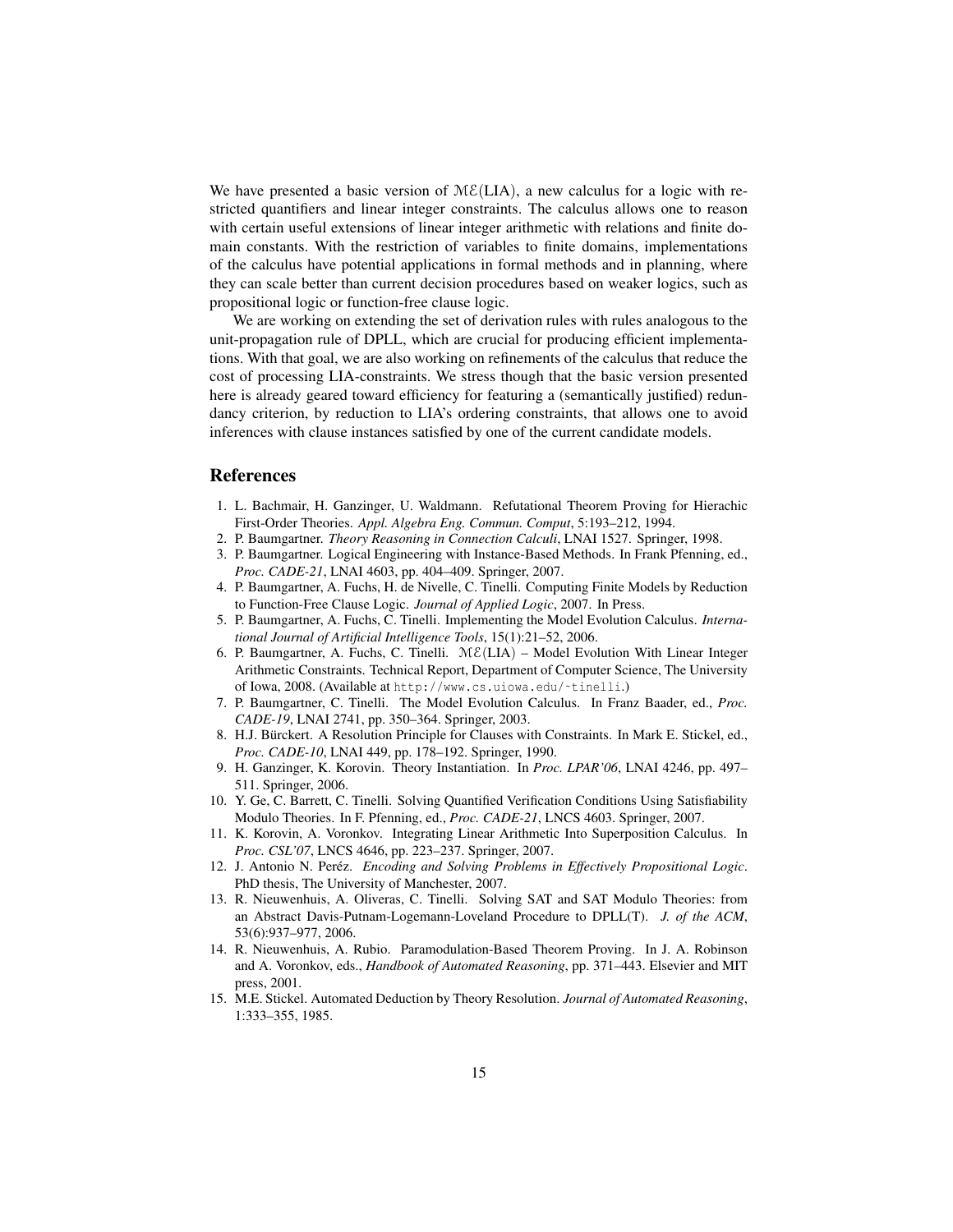We have presented a basic version of $\mathcal{ME}(\text{LIA})$, a new calculus for a logic with restricted quantifiers and linear integer constraints. The calculus allows one to reason with certain useful extensions of linear integer arithmetic with relations and finite domain constants. With the restriction of variables to finite domains, implementations of the calculus have potential applications in formal methods and in planning, where they can scale better than current decision procedures based on weaker logics, such as propositional logic or function-free clause logic.

We are working on extending the set of derivation rules with rules analogous to the unit-propagation rule of DPLL, which are crucial for producing efficient implementations. With that goal, we are also working on refinements of the calculus that reduce the cost of processing LIA-constraints. We stress though that the basic version presented here is already geared toward efficiency for featuring a (semantically justified) redundancy criterion, by reduction to LIA's ordering constraints, that allows one to avoid inferences with clause instances satisfied by one of the current candidate models.

## References

1. L. Bachmair, H. Ganzinger, U. Waldmann. Refutational Theorem Proving for Hierachic First-Order Theories. *Appl. Algebra Eng. Commun. Comput*, 5:193–212, 1994.
2. P. Baumgartner. *Theory Reasoning in Connection Calculi*, LNAI 1527. Springer, 1998.
3. P. Baumgartner. Logical Engineering with Instance-Based Methods. In Frank Pfenning, ed., *Proc. CADE-21*, LNAI 4603, pp. 404–409. Springer, 2007.
4. P. Baumgartner, A. Fuchs, H. de Nivelle, C. Tinelli. Computing Finite Models by Reduction to Function-Free Clause Logic. *Journal of Applied Logic*, 2007. In Press.
5. P. Baumgartner, A. Fuchs, C. Tinelli. Implementing the Model Evolution Calculus. *International Journal of Artificial Intelligence Tools*, 15(1):21–52, 2006.
6. P. Baumgartner, A. Fuchs, C. Tinelli. $\mathcal{ME}(\text{LIA})$ – Model Evolution With Linear Integer Arithmetic Constraints. Technical Report, Department of Computer Science, The University of Iowa, 2008. (Available at `http://www.cs.uiowa.edu/~tinelli`.)
7. P. Baumgartner, C. Tinelli. The Model Evolution Calculus. In Franz Baader, ed., *Proc. CADE-19*, LNAI 2741, pp. 350–364. Springer, 2003.
8. H.J. Bürckert. A Resolution Principle for Clauses with Constraints. In Mark E. Stickel, ed., *Proc. CADE-10*, LNAI 449, pp. 178–192. Springer, 1990.
9. H. Ganzinger, K. Korovin. Theory Instantiation. In *Proc. LPAR'06*, LNAI 4246, pp. 497–511. Springer, 2006.
10. Y. Ge, C. Barrett, C. Tinelli. Solving Quantified Verification Conditions Using Satisfiability Modulo Theories. In F. Pfenning, ed., *Proc. CADE-21*, LNCS 4603. Springer, 2007.
11. K. Korovin, A. Voronkov. Integrating Linear Arithmetic Into Superposition Calculus. In *Proc. CSL'07*, LNCS 4646, pp. 223–237. Springer, 2007.
12. J. Antonio N. Peréz. *Encoding and Solving Problems in Effectively Propositional Logic*. PhD thesis, The University of Manchester, 2007.
13. R. Nieuwenhuis, A. Oliveras, C. Tinelli. Solving SAT and SAT Modulo Theories: from an Abstract Davis-Putnam-Logemann-Loveland Procedure to DPLL(T). *J. of the ACM*, 53(6):937–977, 2006.
14. R. Nieuwenhuis, A. Rubio. Paramodulation-Based Theorem Proving. In J. A. Robinson and A. Voronkov, eds., *Handbook of Automated Reasoning*, pp. 371–443. Elsevier and MIT press, 2001.
15. M.E. Stickel. Automated Deduction by Theory Resolution. *Journal of Automated Reasoning*, 1:333–355, 1985.